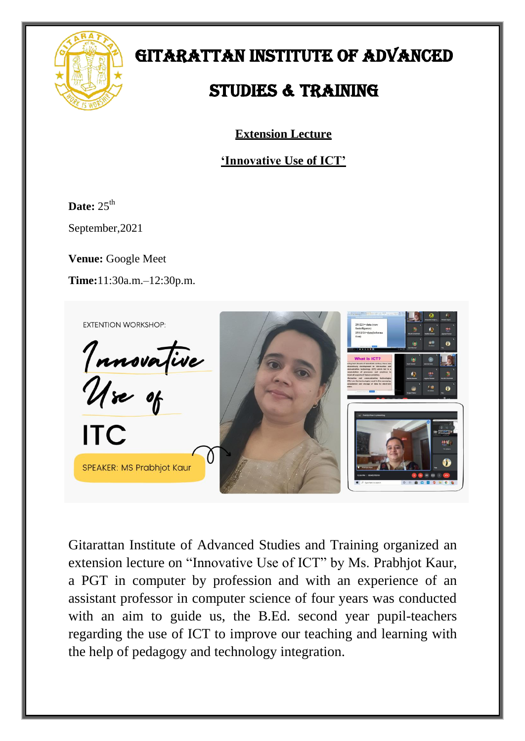# GITARATTAN INSTITUTE OF ADVANCED STUDIES & TRAINING

## Extension Lecture

## 'Innovative Use of ICT'

**Date:** 25th September,2021

**Venue:** Google Meet

**Time:** 11:30a.m.–12:30p.m.

EXTENTION WORKSHOP:

Innovative Use of ITC

SPEAKER: MS Prabhjot Kaur

Gitarattan Institute of Advanced Studies and Training organized an extension lecture on "Innovative Use of ICT" by Ms. Prabhjot Kaur, a PGT in computer by profession and with an experience of an assistant professor in computer science of four years was conducted with an aim to guide us, the B.Ed. second year pupil-teachers regarding the use of ICT to improve our teaching and learning with the help of pedagogy and technology integration.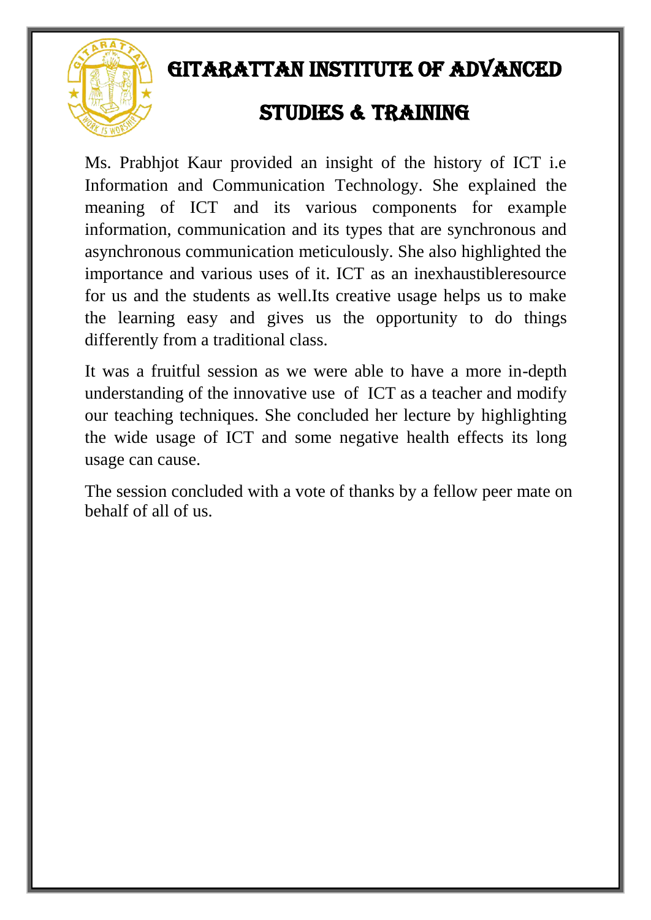# GITARATTAN INSTITUTE OF ADVANCED STUDIES & TRAINING

Ms. Prabhjot Kaur provided an insight of the history of ICT i.e Information and Communication Technology. She explained the meaning of ICT and its various components for example information, communication and its types that are synchronous and asynchronous communication meticulously. She also highlighted the importance and various uses of it. ICT as an inexhaustibleresource for us and the students as well.Its creative usage helps us to make the learning easy and gives us the opportunity to do things differently from a traditional class.

It was a fruitful session as we were able to have a more in-depth understanding of the innovative use of ICT as a teacher and modify our teaching techniques. She concluded her lecture by highlighting the wide usage of ICT and some negative health effects its long usage can cause.

The session concluded with a vote of thanks by a fellow peer mate on behalf of all of us.